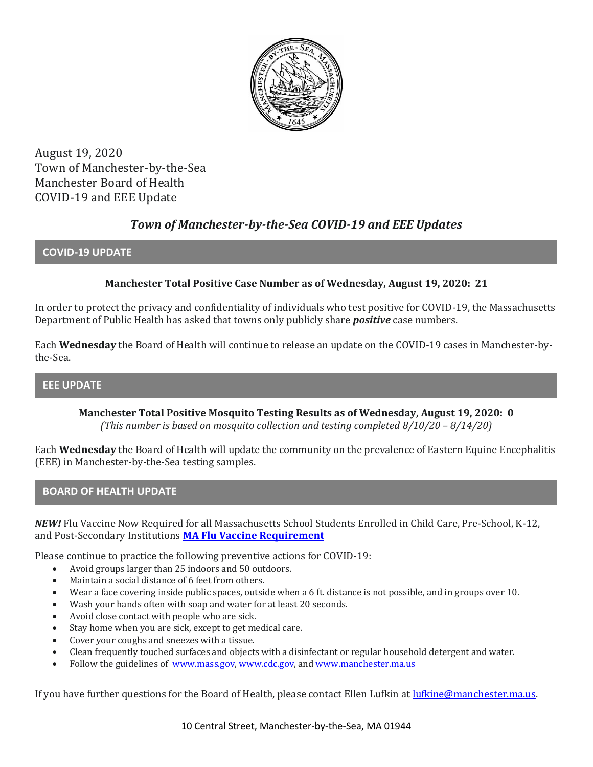August 19, 2020
Town of Manchester-by-the-Sea
Manchester Board of Health
COVID-19 and EEE Update

## *Town of Manchester-by-the-Sea COVID-19 and EEE Updates*

## COVID-19 UPDATE

**Manchester Total Positive Case Number as of Wednesday, August 19, 2020: 21**

In order to protect the privacy and confidentiality of individuals who test positive for COVID-19, the Massachusetts Department of Public Health has asked that towns only publicly share ***positive*** case numbers.

Each **Wednesday** the Board of Health will continue to release an update on the COVID-19 cases in Manchester-by-the-Sea.

## EEE UPDATE

**Manchester Total Positive Mosquito Testing Results as of Wednesday, August 19, 2020: 0**
*(This number is based on mosquito collection and testing completed 8/10/20 – 8/14/20)*

Each **Wednesday** the Board of Health will update the community on the prevalence of Eastern Equine Encephalitis (EEE) in Manchester-by-the-Sea testing samples.

## BOARD OF HEALTH UPDATE

***NEW!*** Flu Vaccine Now Required for all Massachusetts School Students Enrolled in Child Care, Pre-School, K-12, and Post-Secondary Institutions **MA Flu Vaccine Requirement**

Please continue to practice the following preventive actions for COVID-19:

- Avoid groups larger than 25 indoors and 50 outdoors.
- Maintain a social distance of 6 feet from others.
- Wear a face covering inside public spaces, outside when a 6 ft. distance is not possible, and in groups over 10.
- Wash your hands often with soap and water for at least 20 seconds.
- Avoid close contact with people who are sick.
- Stay home when you are sick, except to get medical care.
- Cover your coughs and sneezes with a tissue.
- Clean frequently touched surfaces and objects with a disinfectant or regular household detergent and water.
- Follow the guidelines of www.mass.gov, www.cdc.gov, and www.manchester.ma.us

If you have further questions for the Board of Health, please contact Ellen Lufkin at lufkine@manchester.ma.us.

10 Central Street, Manchester-by-the-Sea, MA 01944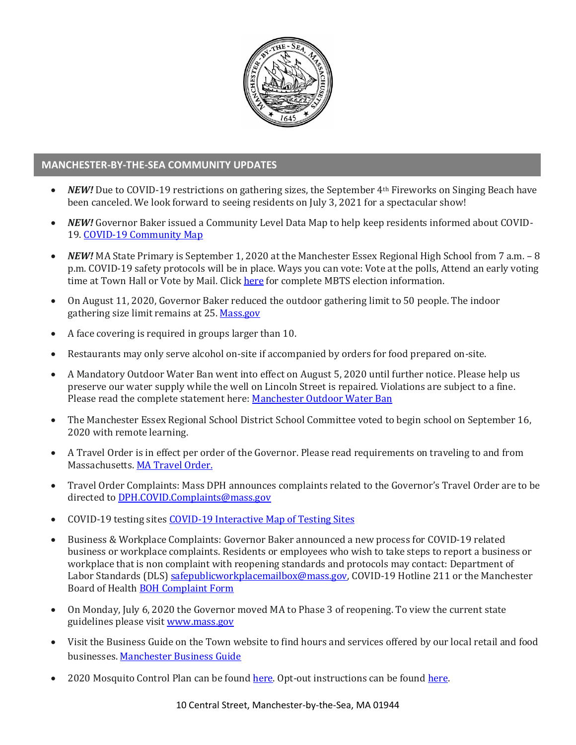## MANCHESTER-BY-THE-SEA COMMUNITY UPDATES

- ***NEW!*** Due to COVID-19 restrictions on gathering sizes, the September 4th Fireworks on Singing Beach have been canceled. We look forward to seeing residents on July 3, 2021 for a spectacular show!
- ***NEW!*** Governor Baker issued a Community Level Data Map to help keep residents informed about COVID-19. [COVID-19 Community Map]()
- ***NEW!*** MA State Primary is September 1, 2020 at the Manchester Essex Regional High School from 7 a.m. – 8 p.m. COVID-19 safety protocols will be in place. Ways you can vote: Vote at the polls, Attend an early voting time at Town Hall or Vote by Mail. Click [here]() for complete MBTS election information.
- On August 11, 2020, Governor Baker reduced the outdoor gathering limit to 50 people. The indoor gathering size limit remains at 25. [Mass.gov]()
- A face covering is required in groups larger than 10.
- Restaurants may only serve alcohol on-site if accompanied by orders for food prepared on-site.
- A Mandatory Outdoor Water Ban went into effect on August 5, 2020 until further notice. Please help us preserve our water supply while the well on Lincoln Street is repaired. Violations are subject to a fine. Please read the complete statement here: [Manchester Outdoor Water Ban]()
- The Manchester Essex Regional School District School Committee voted to begin school on September 16, 2020 with remote learning.
- A Travel Order is in effect per order of the Governor. Please read requirements on traveling to and from Massachusetts. [MA Travel Order.]()
- Travel Order Complaints: Mass DPH announces complaints related to the Governor's Travel Order are to be directed to [DPH.COVID.Complaints@mass.gov]()
- COVID-19 testing sites [COVID-19 Interactive Map of Testing Sites]()
- Business & Workplace Complaints: Governor Baker announced a new process for COVID-19 related business or workplace complaints. Residents or employees who wish to take steps to report a business or workplace that is non complaint with reopening standards and protocols may contact: Department of Labor Standards (DLS) [safepublicworkplacemailbox@mass.gov](), COVID-19 Hotline 211 or the Manchester Board of Health [BOH Complaint Form]()
- On Monday, July 6, 2020 the Governor moved MA to Phase 3 of reopening. To view the current state guidelines please visit [www.mass.gov]()
- Visit the Business Guide on the Town website to find hours and services offered by our local retail and food businesses. [Manchester Business Guide]()
- 2020 Mosquito Control Plan can be found [here](). Opt-out instructions can be found [here]().

10 Central Street, Manchester-by-the-Sea, MA 01944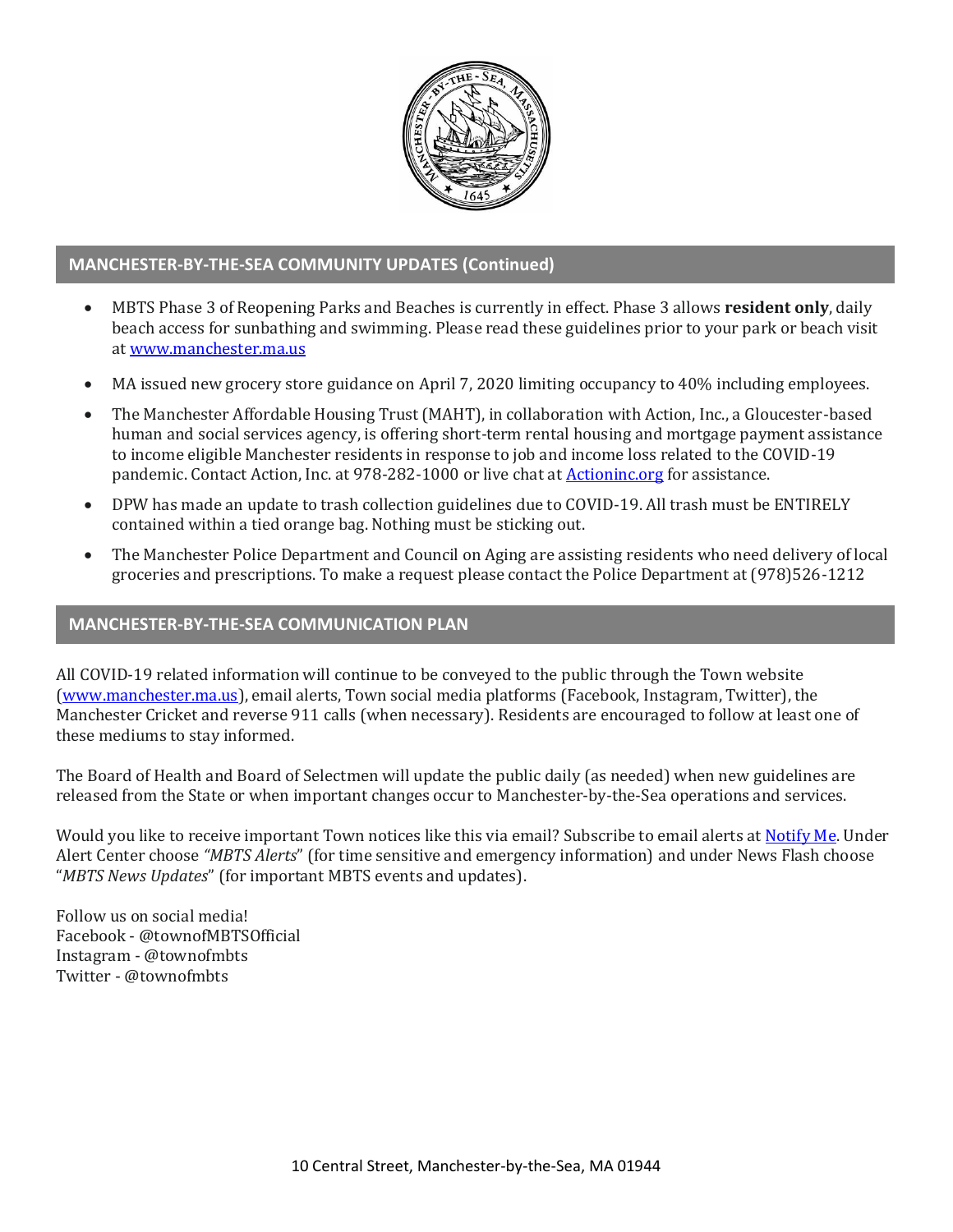## MANCHESTER-BY-THE-SEA COMMUNITY UPDATES (Continued)

- MBTS Phase 3 of Reopening Parks and Beaches is currently in effect. Phase 3 allows **resident only**, daily beach access for sunbathing and swimming. Please read these guidelines prior to your park or beach visit at [www.manchester.ma.us](www.manchester.ma.us)
- MA issued new grocery store guidance on April 7, 2020 limiting occupancy to 40% including employees.
- The Manchester Affordable Housing Trust (MAHT), in collaboration with Action, Inc., a Gloucester-based human and social services agency, is offering short-term rental housing and mortgage payment assistance to income eligible Manchester residents in response to job and income loss related to the COVID-19 pandemic. Contact Action, Inc. at 978-282-1000 or live chat at [Actioninc.org](Actioninc.org) for assistance.
- DPW has made an update to trash collection guidelines due to COVID-19. All trash must be ENTIRELY contained within a tied orange bag. Nothing must be sticking out.
- The Manchester Police Department and Council on Aging are assisting residents who need delivery of local groceries and prescriptions. To make a request please contact the Police Department at (978)526-1212

## MANCHESTER-BY-THE-SEA COMMUNICATION PLAN

All COVID-19 related information will continue to be conveyed to the public through the Town website ([www.manchester.ma.us](www.manchester.ma.us)), email alerts, Town social media platforms (Facebook, Instagram, Twitter), the Manchester Cricket and reverse 911 calls (when necessary). Residents are encouraged to follow at least one of these mediums to stay informed.

The Board of Health and Board of Selectmen will update the public daily (as needed) when new guidelines are released from the State or when important changes occur to Manchester-by-the-Sea operations and services.

Would you like to receive important Town notices like this via email? Subscribe to email alerts at Notify Me. Under Alert Center choose *"MBTS Alerts*" (for time sensitive and emergency information) and under News Flash choose "*MBTS News Updates*" (for important MBTS events and updates).

Follow us on social media!
Facebook - @townofMBTSOfficial
Instagram - @townofmbts
Twitter - @townofmbts

10 Central Street, Manchester-by-the-Sea, MA 01944